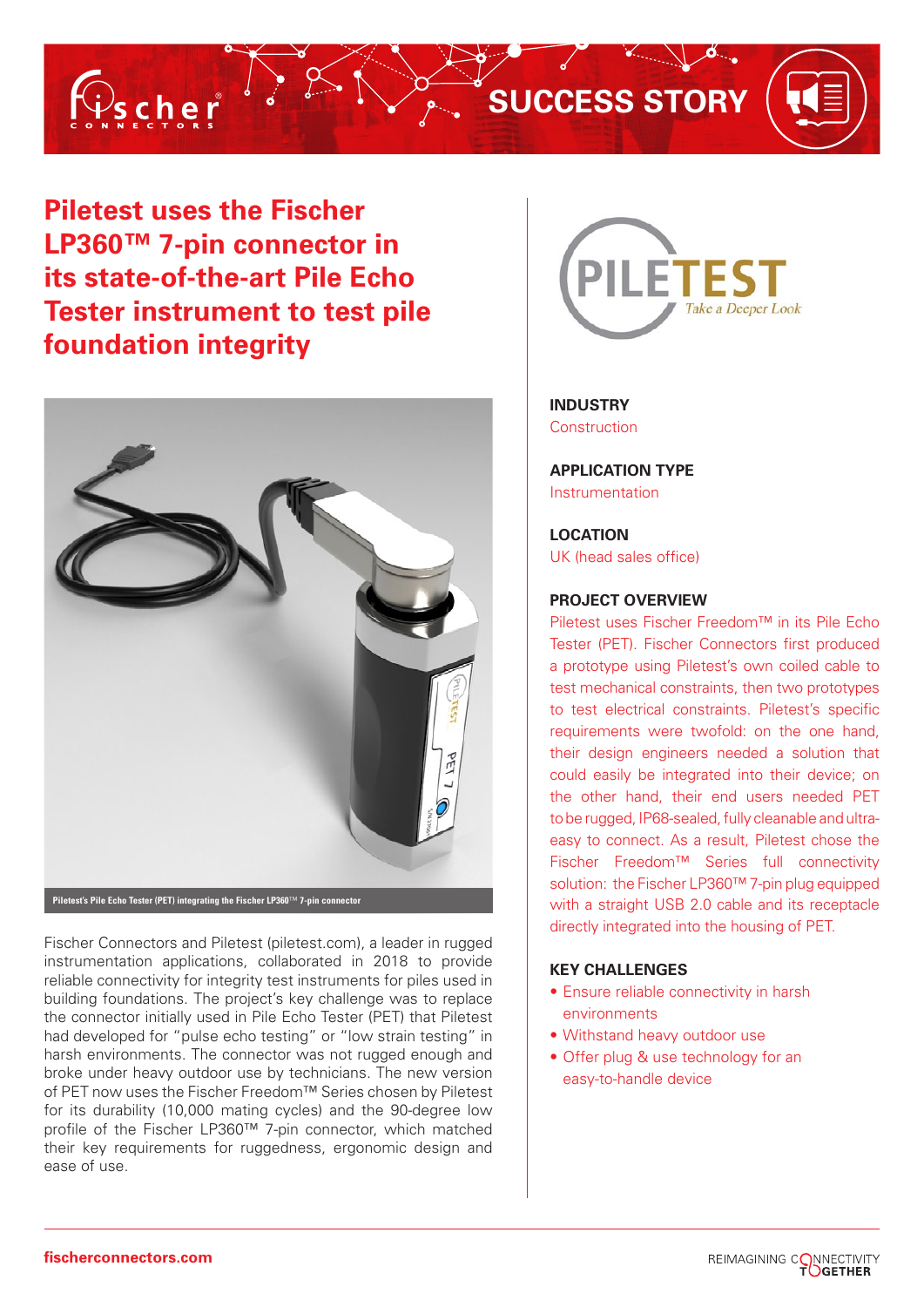# SUCCESS STORY

## Piletest uses the Fischer LP360™ 7-pin connector in its state-of-the-art Pile Echo Tester instrument to test pile foundation integrity

Piletest's Pile Echo Tester (PET) integrating the Fischer LP360™ 7-pin connector

Fischer Connectors and Piletest (piletest.com), a leader in rugged instrumentation applications, collaborated in 2018 to provide reliable connectivity for integrity test instruments for piles used in building foundations. The project's key challenge was to replace the connector initially used in Pile Echo Tester (PET) that Piletest had developed for "pulse echo testing" or "low strain testing" in harsh environments. The connector was not rugged enough and broke under heavy outdoor use by technicians. The new version of PET now uses the Fischer Freedom™ Series chosen by Piletest for its durability (10,000 mating cycles) and the 90-degree low profile of the Fischer LP360™ 7-pin connector, which matched their key requirements for ruggedness, ergonomic design and ease of use.

PILETEST *Take a Deeper Look*

**INDUSTRY**
Construction

**APPLICATION TYPE**
Instrumentation

**LOCATION**
UK (head sales office)

**PROJECT OVERVIEW**
Piletest uses Fischer Freedom™ in its Pile Echo Tester (PET). Fischer Connectors first produced a prototype using Piletest's own coiled cable to test mechanical constraints, then two prototypes to test electrical constraints. Piletest's specific requirements were twofold: on the one hand, their design engineers needed a solution that could easily be integrated into their device; on the other hand, their end users needed PET to be rugged, IP68-sealed, fully cleanable and ultra-easy to connect. As a result, Piletest chose the Fischer Freedom™ Series full connectivity solution: the Fischer LP360™ 7-pin plug equipped with a straight USB 2.0 cable and its receptacle directly integrated into the housing of PET.

**KEY CHALLENGES**
- Ensure reliable connectivity in harsh environments
- Withstand heavy outdoor use
- Offer plug & use technology for an easy-to-handle device

fischerconnectors.com

REIMAGINING CONNECTIVITY TOGETHER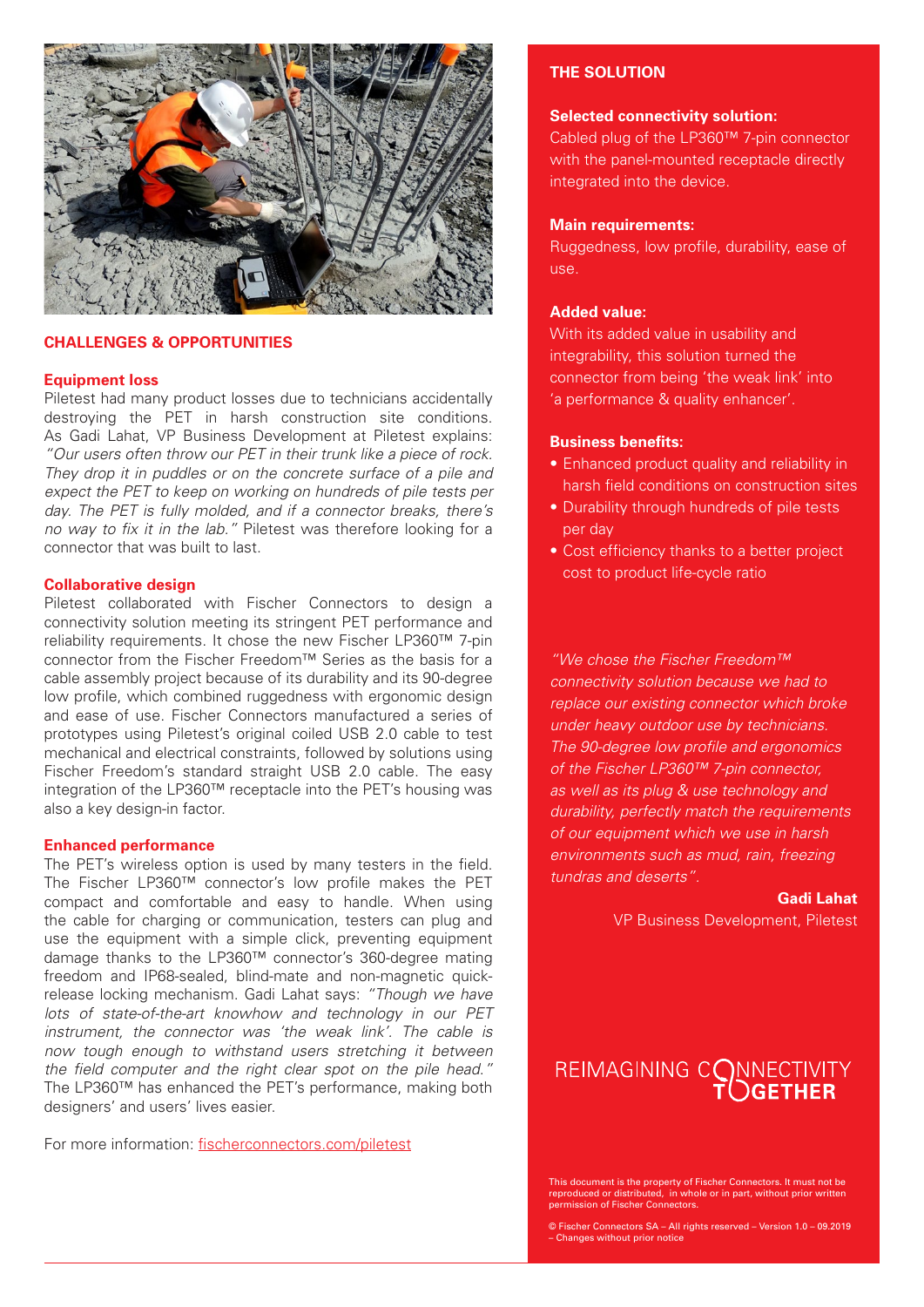## CHALLENGES & OPPORTUNITIES

### Equipment loss

Piletest had many product losses due to technicians accidentally destroying the PET in harsh construction site conditions. As Gadi Lahat, VP Business Development at Piletest explains: *"Our users often throw our PET in their trunk like a piece of rock. They drop it in puddles or on the concrete surface of a pile and expect the PET to keep on working on hundreds of pile tests per day. The PET is fully molded, and if a connector breaks, there's no way to fix it in the lab."* Piletest was therefore looking for a connector that was built to last.

### Collaborative design

Piletest collaborated with Fischer Connectors to design a connectivity solution meeting its stringent PET performance and reliability requirements. It chose the new Fischer LP360™ 7-pin connector from the Fischer Freedom™ Series as the basis for a cable assembly project because of its durability and its 90-degree low profile, which combined ruggedness with ergonomic design and ease of use. Fischer Connectors manufactured a series of prototypes using Piletest's original coiled USB 2.0 cable to test mechanical and electrical constraints, followed by solutions using Fischer Freedom's standard straight USB 2.0 cable. The easy integration of the LP360™ receptacle into the PET's housing was also a key design-in factor.

### Enhanced performance

The PET's wireless option is used by many testers in the field. The Fischer LP360™ connector's low profile makes the PET compact and comfortable and easy to handle. When using the cable for charging or communication, testers can plug and use the equipment with a simple click, preventing equipment damage thanks to the LP360™ connector's 360-degree mating freedom and IP68-sealed, blind-mate and non-magnetic quick-release locking mechanism. Gadi Lahat says: *"Though we have lots of state-of-the-art knowhow and technology in our PET instrument, the connector was 'the weak link'. The cable is now tough enough to withstand users stretching it between the field computer and the right clear spot on the pile head."* The LP360™ has enhanced the PET's performance, making both designers' and users' lives easier.

For more information: fischerconnectors.com/piletest

## THE SOLUTION

**Selected connectivity solution:**
Cabled plug of the LP360™ 7-pin connector with the panel-mounted receptacle directly integrated into the device.

**Main requirements:**
Ruggedness, low profile, durability, ease of use.

**Added value:**
With its added value in usability and integrability, this solution turned the connector from being 'the weak link' into 'a performance & quality enhancer'.

**Business benefits:**

- Enhanced product quality and reliability in harsh field conditions on construction sites
- Durability through hundreds of pile tests per day
- Cost efficiency thanks to a better project cost to product life-cycle ratio

*"We chose the Fischer Freedom™ connectivity solution because we had to replace our existing connector which broke under heavy outdoor use by technicians. The 90-degree low profile and ergonomics of the Fischer LP360™ 7-pin connector, as well as its plug & use technology and durability, perfectly match the requirements of our equipment which we use in harsh environments such as mud, rain, freezing tundras and deserts".*

**Gadi Lahat**
VP Business Development, Piletest

REIMAGINING CONNECTIVITY TOGETHER

This document is the property of Fischer Connectors. It must not be reproduced or distributed, in whole or in part, without prior written permission of Fischer Connectors.

© Fischer Connectors SA – All rights reserved – Version 1.0 – 09.2019 – Changes without prior notice